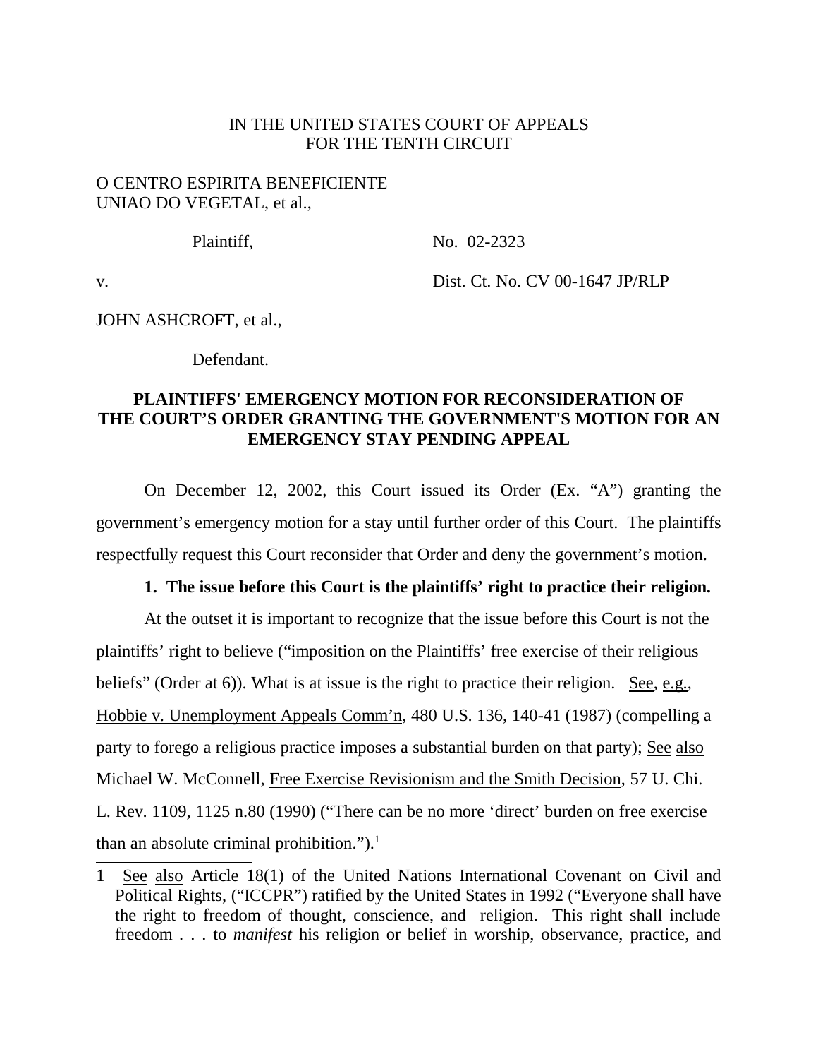IN THE UNITED STATES COURT OF APPEALS
FOR THE TENTH CIRCUIT

O CENTRO ESPIRITA BENEFICIENTE
UNIAO DO VEGETAL, et al.,

Plaintiff, No. 02-2323

v. Dist. Ct. No. CV 00-1647 JP/RLP

JOHN ASHCROFT, et al.,

Defendant.

**PLAINTIFFS' EMERGENCY MOTION FOR RECONSIDERATION OF THE COURT'S ORDER GRANTING THE GOVERNMENT'S MOTION FOR AN EMERGENCY STAY PENDING APPEAL**

On December 12, 2002, this Court issued its Order (Ex. "A") granting the government's emergency motion for a stay until further order of this Court. The plaintiffs respectfully request this Court reconsider that Order and deny the government's motion.

**1. The issue before this Court is the plaintiffs' right to practice their religion.**

At the outset it is important to recognize that the issue before this Court is not the plaintiffs' right to believe ("imposition on the Plaintiffs' free exercise of their religious beliefs" (Order at 6)). What is at issue is the right to practice their religion. See, e.g., Hobbie v. Unemployment Appeals Comm'n, 480 U.S. 136, 140-41 (1987) (compelling a party to forego a religious practice imposes a substantial burden on that party); See also Michael W. McConnell, Free Exercise Revisionism and the Smith Decision, 57 U. Chi. L. Rev. 1109, 1125 n.80 (1990) ("There can be no more 'direct' burden on free exercise than an absolute criminal prohibition.").[1]

---

1 See also Article 18(1) of the United Nations International Covenant on Civil and Political Rights, ("ICCPR") ratified by the United States in 1992 ("Everyone shall have the right to freedom of thought, conscience, and religion. This right shall include freedom . . . to *manifest* his religion or belief in worship, observance, practice, and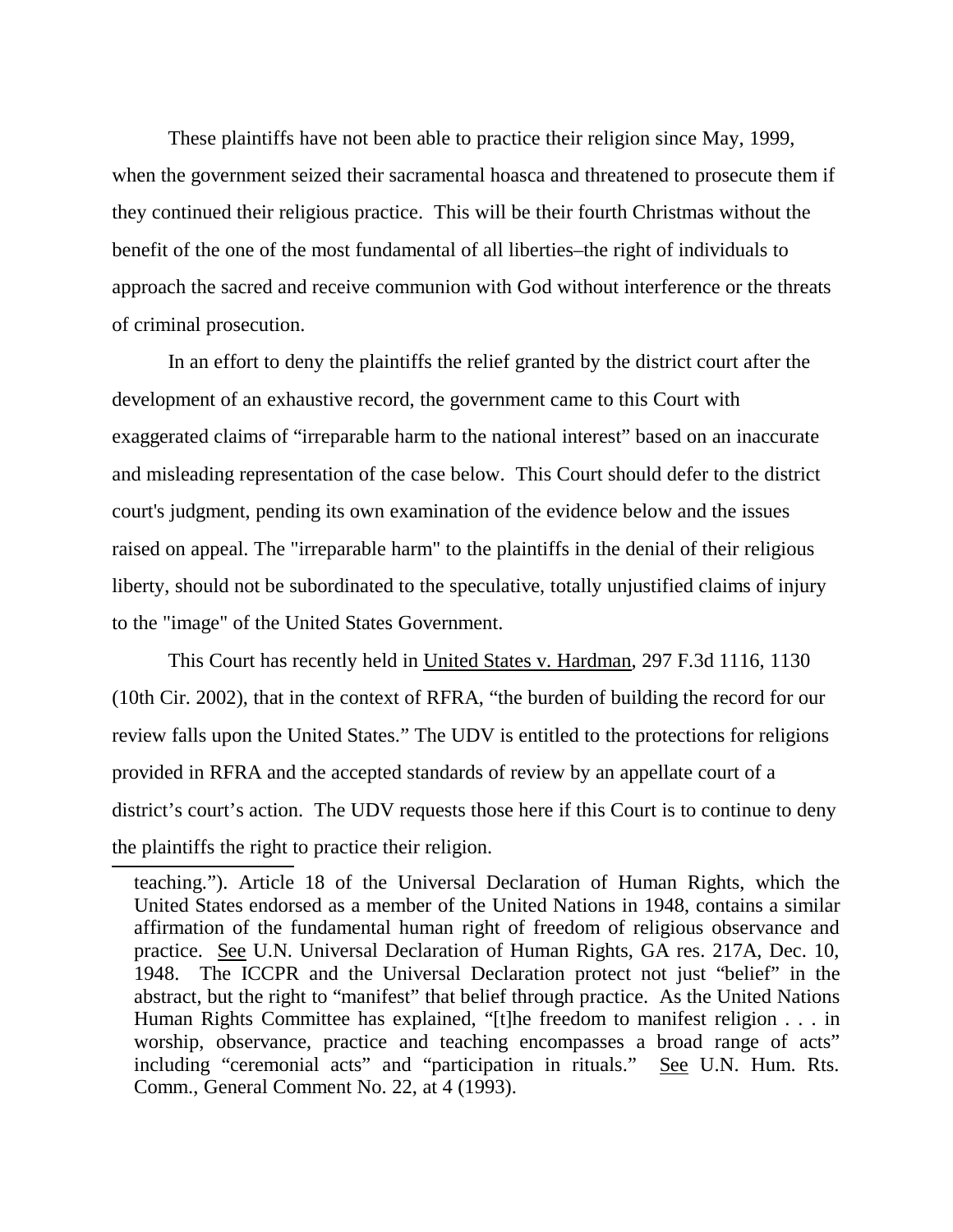These plaintiffs have not been able to practice their religion since May, 1999, when the government seized their sacramental hoasca and threatened to prosecute them if they continued their religious practice. This will be their fourth Christmas without the benefit of the one of the most fundamental of all liberties–the right of individuals to approach the sacred and receive communion with God without interference or the threats of criminal prosecution.

In an effort to deny the plaintiffs the relief granted by the district court after the development of an exhaustive record, the government came to this Court with exaggerated claims of "irreparable harm to the national interest" based on an inaccurate and misleading representation of the case below. This Court should defer to the district court's judgment, pending its own examination of the evidence below and the issues raised on appeal. The "irreparable harm" to the plaintiffs in the denial of their religious liberty, should not be subordinated to the speculative, totally unjustified claims of injury to the "image" of the United States Government.

This Court has recently held in United States v. Hardman, 297 F.3d 1116, 1130 (10th Cir. 2002), that in the context of RFRA, "the burden of building the record for our review falls upon the United States." The UDV is entitled to the protections for religions provided in RFRA and the accepted standards of review by an appellate court of a district's court's action. The UDV requests those here if this Court is to continue to deny the plaintiffs the right to practice their religion.

---

teaching."). Article 18 of the Universal Declaration of Human Rights, which the United States endorsed as a member of the United Nations in 1948, contains a similar affirmation of the fundamental human right of freedom of religious observance and practice. See U.N. Universal Declaration of Human Rights, GA res. 217A, Dec. 10, 1948. The ICCPR and the Universal Declaration protect not just "belief" in the abstract, but the right to "manifest" that belief through practice. As the United Nations Human Rights Committee has explained, "[t]he freedom to manifest religion . . . in worship, observance, practice and teaching encompasses a broad range of acts" including "ceremonial acts" and "participation in rituals." See U.N. Hum. Rts. Comm., General Comment No. 22, at 4 (1993).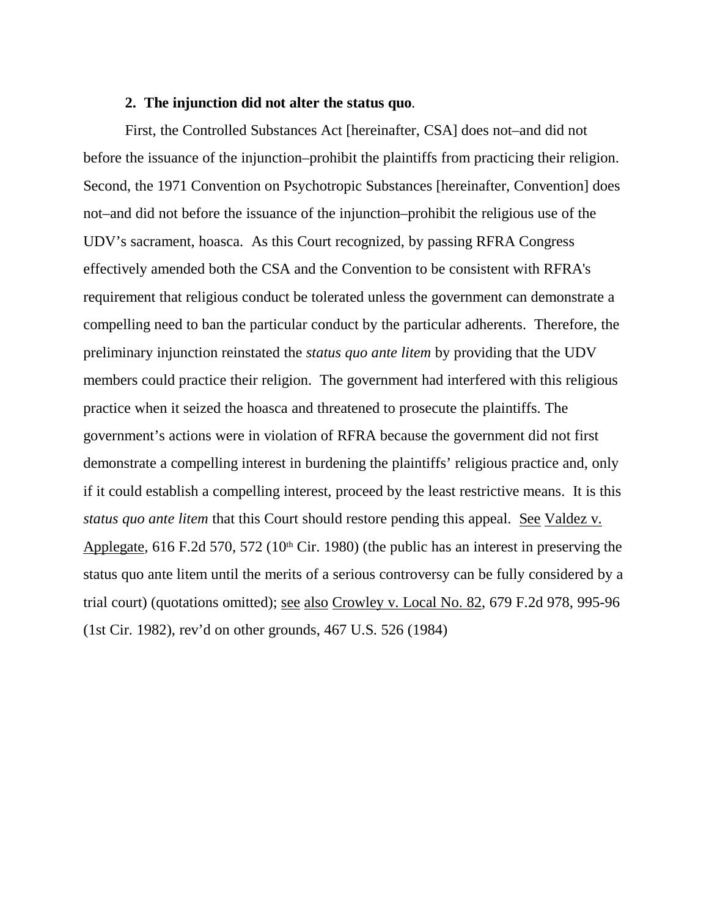**2. The injunction did not alter the status quo**.

First, the Controlled Substances Act [hereinafter, CSA] does not–and did not before the issuance of the injunction–prohibit the plaintiffs from practicing their religion. Second, the 1971 Convention on Psychotropic Substances [hereinafter, Convention] does not–and did not before the issuance of the injunction–prohibit the religious use of the UDV's sacrament, hoasca. As this Court recognized, by passing RFRA Congress effectively amended both the CSA and the Convention to be consistent with RFRA's requirement that religious conduct be tolerated unless the government can demonstrate a compelling need to ban the particular conduct by the particular adherents. Therefore, the preliminary injunction reinstated the *status quo ante litem* by providing that the UDV members could practice their religion. The government had interfered with this religious practice when it seized the hoasca and threatened to prosecute the plaintiffs. The government's actions were in violation of RFRA because the government did not first demonstrate a compelling interest in burdening the plaintiffs' religious practice and, only if it could establish a compelling interest, proceed by the least restrictive means. It is this *status quo ante litem* that this Court should restore pending this appeal. See Valdez v. Applegate, 616 F.2d 570, 572 (10th Cir. 1980) (the public has an interest in preserving the status quo ante litem until the merits of a serious controversy can be fully considered by a trial court) (quotations omitted); see also Crowley v. Local No. 82, 679 F.2d 978, 995-96 (1st Cir. 1982), rev'd on other grounds, 467 U.S. 526 (1984)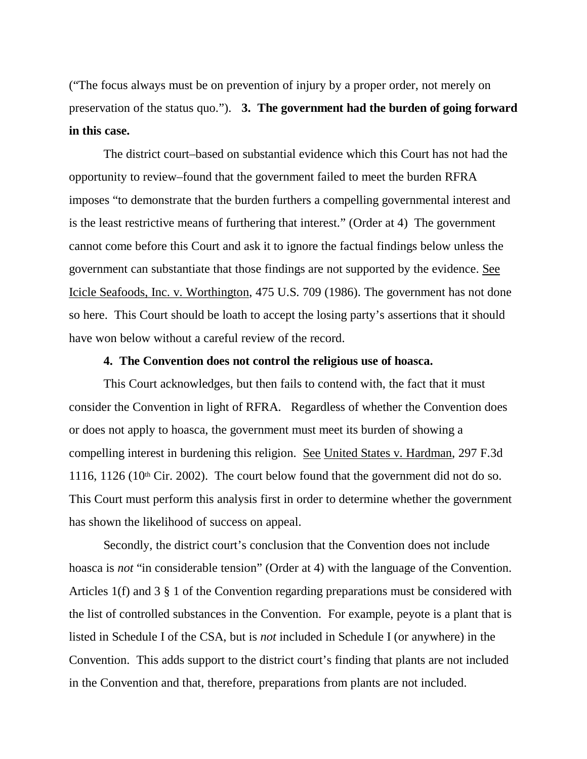("The focus always must be on prevention of injury by a proper order, not merely on preservation of the status quo."). **3. The government had the burden of going forward in this case.**

The district court–based on substantial evidence which this Court has not had the opportunity to review–found that the government failed to meet the burden RFRA imposes "to demonstrate that the burden furthers a compelling governmental interest and is the least restrictive means of furthering that interest." (Order at 4) The government cannot come before this Court and ask it to ignore the factual findings below unless the government can substantiate that those findings are not supported by the evidence. See Icicle Seafoods, Inc. v. Worthington, 475 U.S. 709 (1986). The government has not done so here. This Court should be loath to accept the losing party's assertions that it should have won below without a careful review of the record.

**4. The Convention does not control the religious use of hoasca.**

This Court acknowledges, but then fails to contend with, the fact that it must consider the Convention in light of RFRA. Regardless of whether the Convention does or does not apply to hoasca, the government must meet its burden of showing a compelling interest in burdening this religion. See United States v. Hardman, 297 F.3d 1116, 1126 (10th Cir. 2002). The court below found that the government did not do so. This Court must perform this analysis first in order to determine whether the government has shown the likelihood of success on appeal.

Secondly, the district court's conclusion that the Convention does not include hoasca is *not* "in considerable tension" (Order at 4) with the language of the Convention. Articles 1(f) and 3 § 1 of the Convention regarding preparations must be considered with the list of controlled substances in the Convention. For example, peyote is a plant that is listed in Schedule I of the CSA, but is *not* included in Schedule I (or anywhere) in the Convention. This adds support to the district court's finding that plants are not included in the Convention and that, therefore, preparations from plants are not included.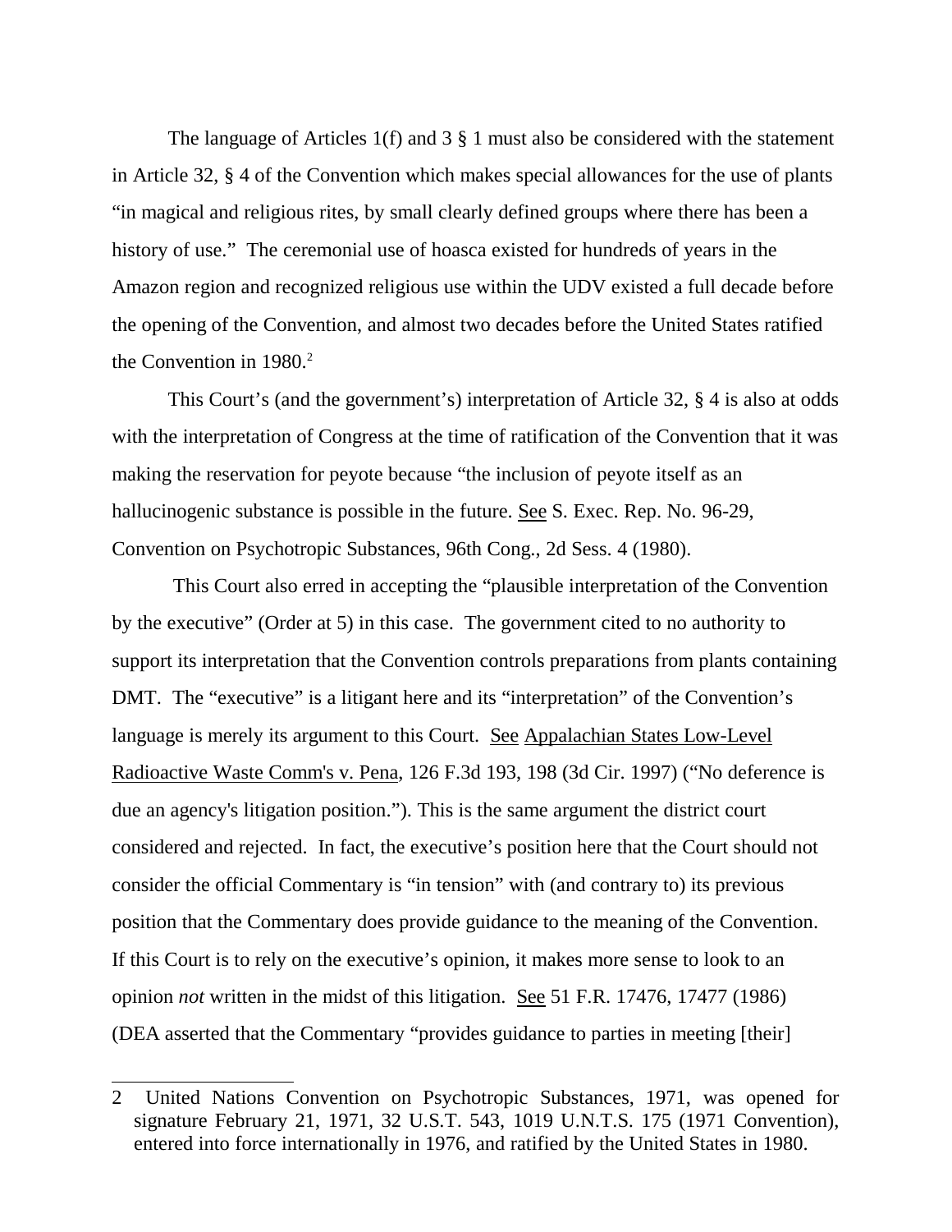The language of Articles 1(f) and 3 § 1 must also be considered with the statement in Article 32, § 4 of the Convention which makes special allowances for the use of plants "in magical and religious rites, by small clearly defined groups where there has been a history of use." The ceremonial use of hoasca existed for hundreds of years in the Amazon region and recognized religious use within the UDV existed a full decade before the opening of the Convention, and almost two decades before the United States ratified the Convention in 1980.[2]

This Court's (and the government's) interpretation of Article 32, § 4 is also at odds with the interpretation of Congress at the time of ratification of the Convention that it was making the reservation for peyote because "the inclusion of peyote itself as an hallucinogenic substance is possible in the future. See S. Exec. Rep. No. 96-29, Convention on Psychotropic Substances, 96th Cong., 2d Sess. 4 (1980).

This Court also erred in accepting the "plausible interpretation of the Convention by the executive" (Order at 5) in this case. The government cited to no authority to support its interpretation that the Convention controls preparations from plants containing DMT. The "executive" is a litigant here and its "interpretation" of the Convention's language is merely its argument to this Court. See Appalachian States Low-Level Radioactive Waste Comm's v. Pena, 126 F.3d 193, 198 (3d Cir. 1997) ("No deference is due an agency's litigation position."). This is the same argument the district court considered and rejected. In fact, the executive's position here that the Court should not consider the official Commentary is "in tension" with (and contrary to) its previous position that the Commentary does provide guidance to the meaning of the Convention. If this Court is to rely on the executive's opinion, it makes more sense to look to an opinion *not* written in the midst of this litigation. See 51 F.R. 17476, 17477 (1986) (DEA asserted that the Commentary "provides guidance to parties in meeting [their]

---

2 United Nations Convention on Psychotropic Substances, 1971, was opened for signature February 21, 1971, 32 U.S.T. 543, 1019 U.N.T.S. 175 (1971 Convention), entered into force internationally in 1976, and ratified by the United States in 1980.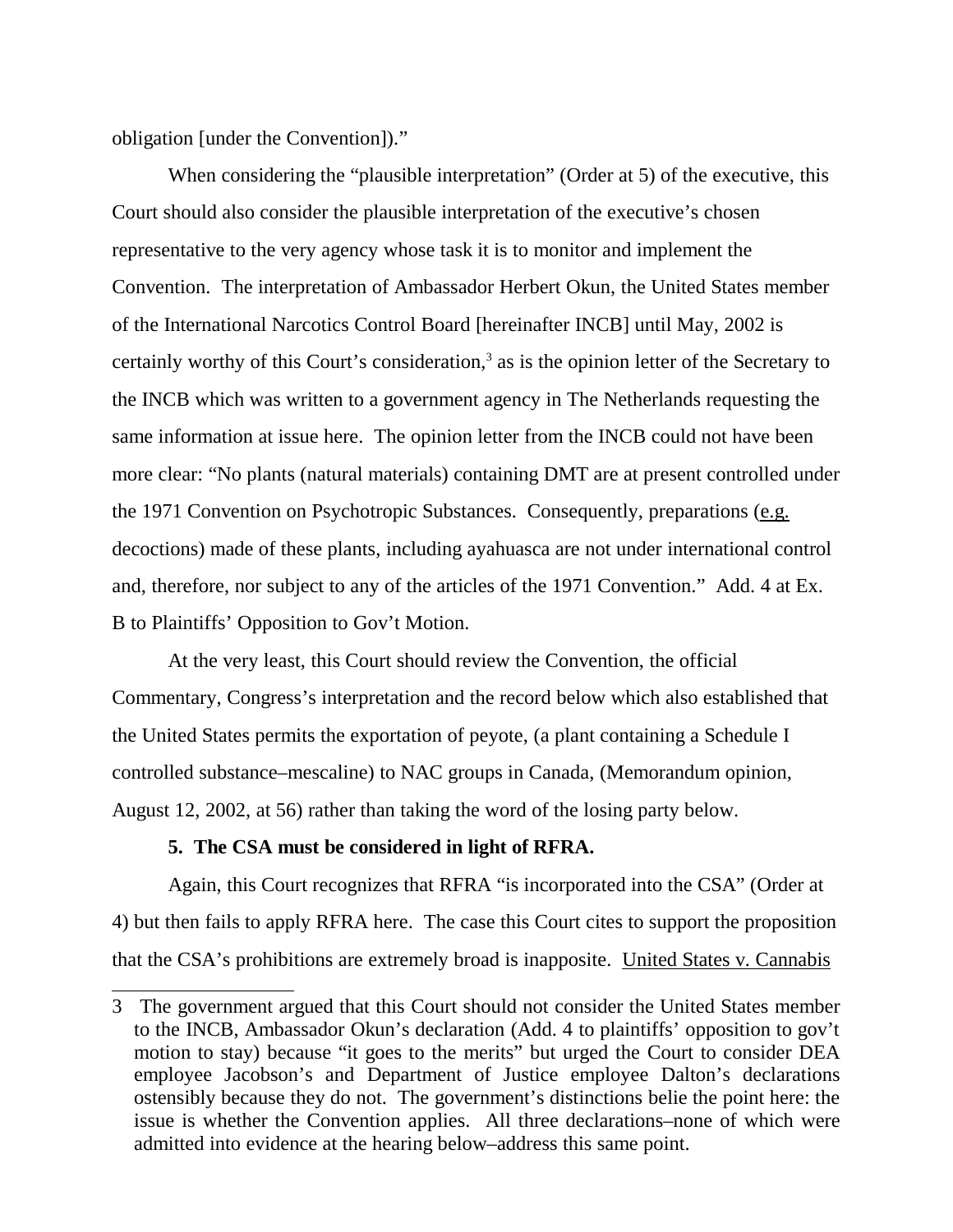obligation [under the Convention])."

When considering the "plausible interpretation" (Order at 5) of the executive, this Court should also consider the plausible interpretation of the executive's chosen representative to the very agency whose task it is to monitor and implement the Convention. The interpretation of Ambassador Herbert Okun, the United States member of the International Narcotics Control Board [hereinafter INCB] until May, 2002 is certainly worthy of this Court's consideration,[3] as is the opinion letter of the Secretary to the INCB which was written to a government agency in The Netherlands requesting the same information at issue here. The opinion letter from the INCB could not have been more clear: "No plants (natural materials) containing DMT are at present controlled under the 1971 Convention on Psychotropic Substances. Consequently, preparations (e.g. decoctions) made of these plants, including ayahuasca are not under international control and, therefore, nor subject to any of the articles of the 1971 Convention." Add. 4 at Ex. B to Plaintiffs' Opposition to Gov't Motion.

At the very least, this Court should review the Convention, the official Commentary, Congress's interpretation and the record below which also established that the United States permits the exportation of peyote, (a plant containing a Schedule I controlled substance–mescaline) to NAC groups in Canada, (Memorandum opinion, August 12, 2002, at 56) rather than taking the word of the losing party below.

**5. The CSA must be considered in light of RFRA.**

Again, this Court recognizes that RFRA "is incorporated into the CSA" (Order at 4) but then fails to apply RFRA here. The case this Court cites to support the proposition that the CSA's prohibitions are extremely broad is inapposite. United States v. Cannabis

---

3 The government argued that this Court should not consider the United States member to the INCB, Ambassador Okun's declaration (Add. 4 to plaintiffs' opposition to gov't motion to stay) because "it goes to the merits" but urged the Court to consider DEA employee Jacobson's and Department of Justice employee Dalton's declarations ostensibly because they do not. The government's distinctions belie the point here: the issue is whether the Convention applies. All three declarations–none of which were admitted into evidence at the hearing below–address this same point.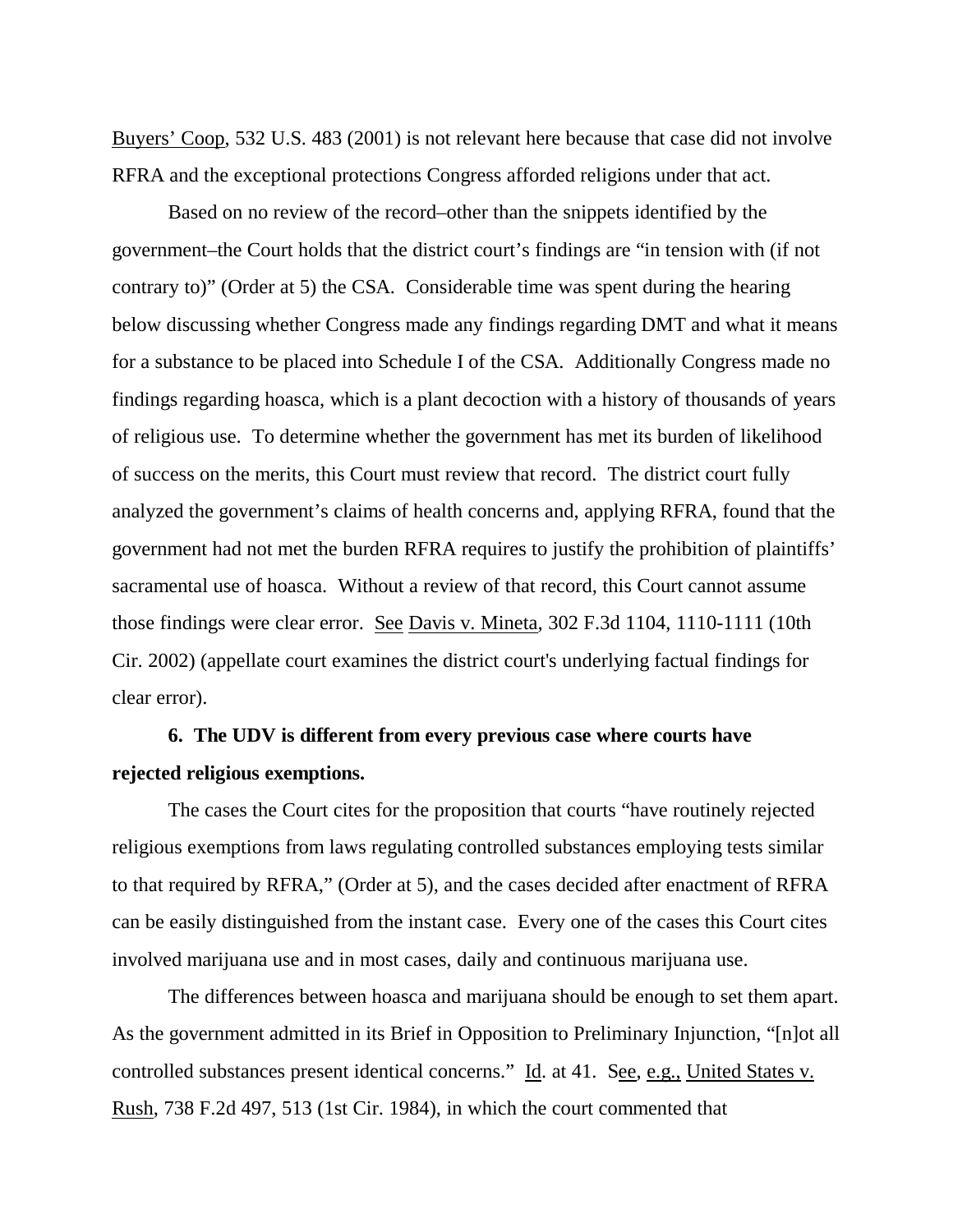Buyers' Coop, 532 U.S. 483 (2001) is not relevant here because that case did not involve RFRA and the exceptional protections Congress afforded religions under that act.

Based on no review of the record–other than the snippets identified by the government–the Court holds that the district court's findings are "in tension with (if not contrary to)" (Order at 5) the CSA. Considerable time was spent during the hearing below discussing whether Congress made any findings regarding DMT and what it means for a substance to be placed into Schedule I of the CSA. Additionally Congress made no findings regarding hoasca, which is a plant decoction with a history of thousands of years of religious use. To determine whether the government has met its burden of likelihood of success on the merits, this Court must review that record. The district court fully analyzed the government's claims of health concerns and, applying RFRA, found that the government had not met the burden RFRA requires to justify the prohibition of plaintiffs' sacramental use of hoasca. Without a review of that record, this Court cannot assume those findings were clear error. See Davis v. Mineta, 302 F.3d 1104, 1110-1111 (10th Cir. 2002) (appellate court examines the district court's underlying factual findings for clear error).

**6. The UDV is different from every previous case where courts have rejected religious exemptions.**

The cases the Court cites for the proposition that courts "have routinely rejected religious exemptions from laws regulating controlled substances employing tests similar to that required by RFRA," (Order at 5), and the cases decided after enactment of RFRA can be easily distinguished from the instant case. Every one of the cases this Court cites involved marijuana use and in most cases, daily and continuous marijuana use.

The differences between hoasca and marijuana should be enough to set them apart. As the government admitted in its Brief in Opposition to Preliminary Injunction, "[n]ot all controlled substances present identical concerns." Id. at 41. See, e.g., United States v. Rush, 738 F.2d 497, 513 (1st Cir. 1984), in which the court commented that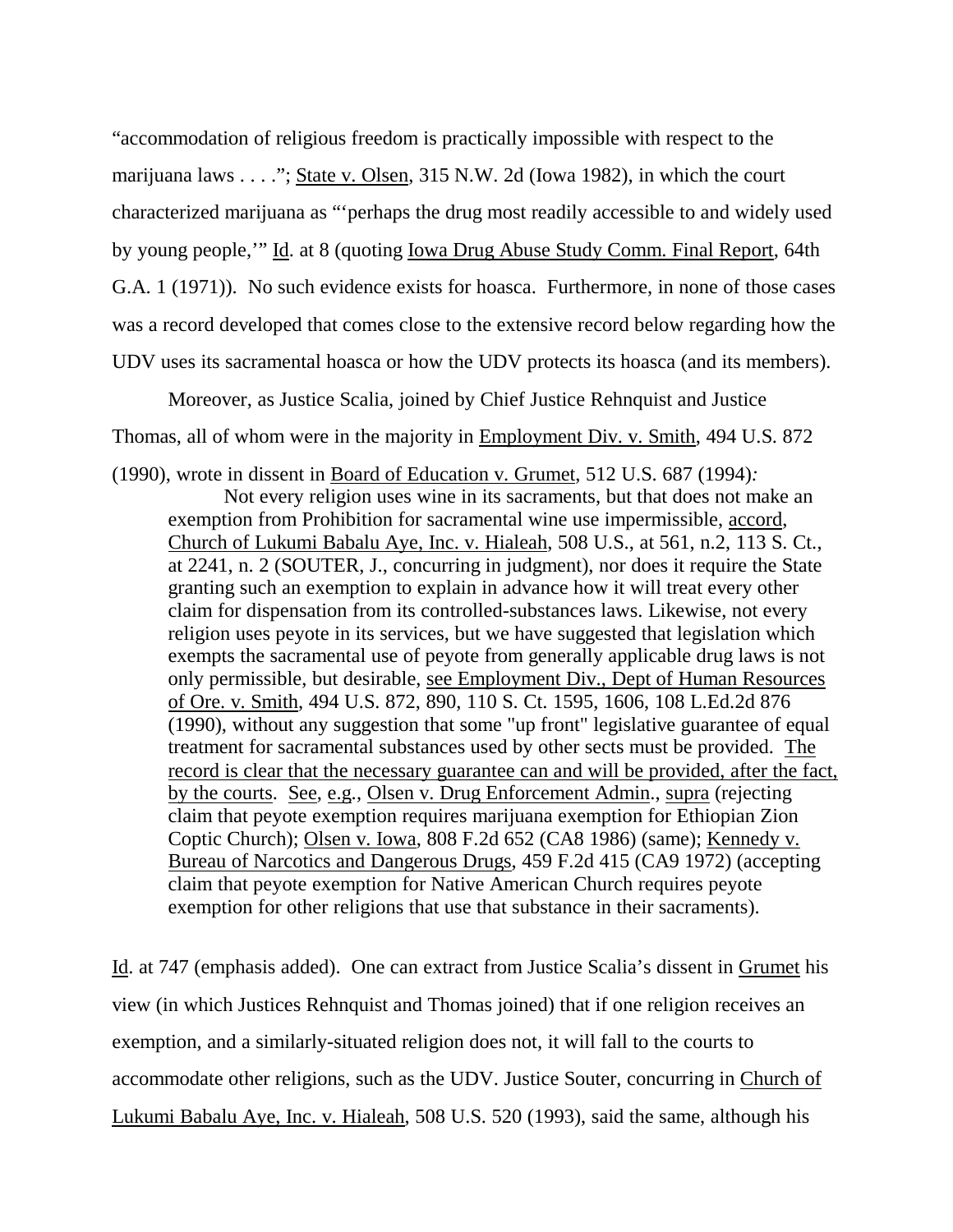"accommodation of religious freedom is practically impossible with respect to the marijuana laws . . . ."; State v. Olsen, 315 N.W. 2d (Iowa 1982), in which the court characterized marijuana as "'perhaps the drug most readily accessible to and widely used by young people,'" Id. at 8 (quoting Iowa Drug Abuse Study Comm. Final Report, 64th G.A. 1 (1971)). No such evidence exists for hoasca. Furthermore, in none of those cases was a record developed that comes close to the extensive record below regarding how the UDV uses its sacramental hoasca or how the UDV protects its hoasca (and its members).

Moreover, as Justice Scalia, joined by Chief Justice Rehnquist and Justice Thomas, all of whom were in the majority in Employment Div. v. Smith, 494 U.S. 872 (1990), wrote in dissent in Board of Education v. Grumet, 512 U.S. 687 (1994):

> Not every religion uses wine in its sacraments, but that does not make an exemption from Prohibition for sacramental wine use impermissible, accord, Church of Lukumi Babalu Aye, Inc. v. Hialeah, 508 U.S., at 561, n.2, 113 S. Ct., at 2241, n. 2 (SOUTER, J., concurring in judgment), nor does it require the State granting such an exemption to explain in advance how it will treat every other claim for dispensation from its controlled-substances laws. Likewise, not every religion uses peyote in its services, but we have suggested that legislation which exempts the sacramental use of peyote from generally applicable drug laws is not only permissible, but desirable, see Employment Div., Dept of Human Resources of Ore. v. Smith, 494 U.S. 872, 890, 110 S. Ct. 1595, 1606, 108 L.Ed.2d 876 (1990), without any suggestion that some "up front" legislative guarantee of equal treatment for sacramental substances used by other sects must be provided. The record is clear that the necessary guarantee can and will be provided, after the fact, by the courts. See, e.g., Olsen v. Drug Enforcement Admin., supra (rejecting claim that peyote exemption requires marijuana exemption for Ethiopian Zion Coptic Church); Olsen v. Iowa, 808 F.2d 652 (CA8 1986) (same); Kennedy v. Bureau of Narcotics and Dangerous Drugs, 459 F.2d 415 (CA9 1972) (accepting claim that peyote exemption for Native American Church requires peyote exemption for other religions that use that substance in their sacraments).

Id. at 747 (emphasis added). One can extract from Justice Scalia's dissent in Grumet his view (in which Justices Rehnquist and Thomas joined) that if one religion receives an exemption, and a similarly-situated religion does not, it will fall to the courts to accommodate other religions, such as the UDV. Justice Souter, concurring in Church of Lukumi Babalu Aye, Inc. v. Hialeah, 508 U.S. 520 (1993), said the same, although his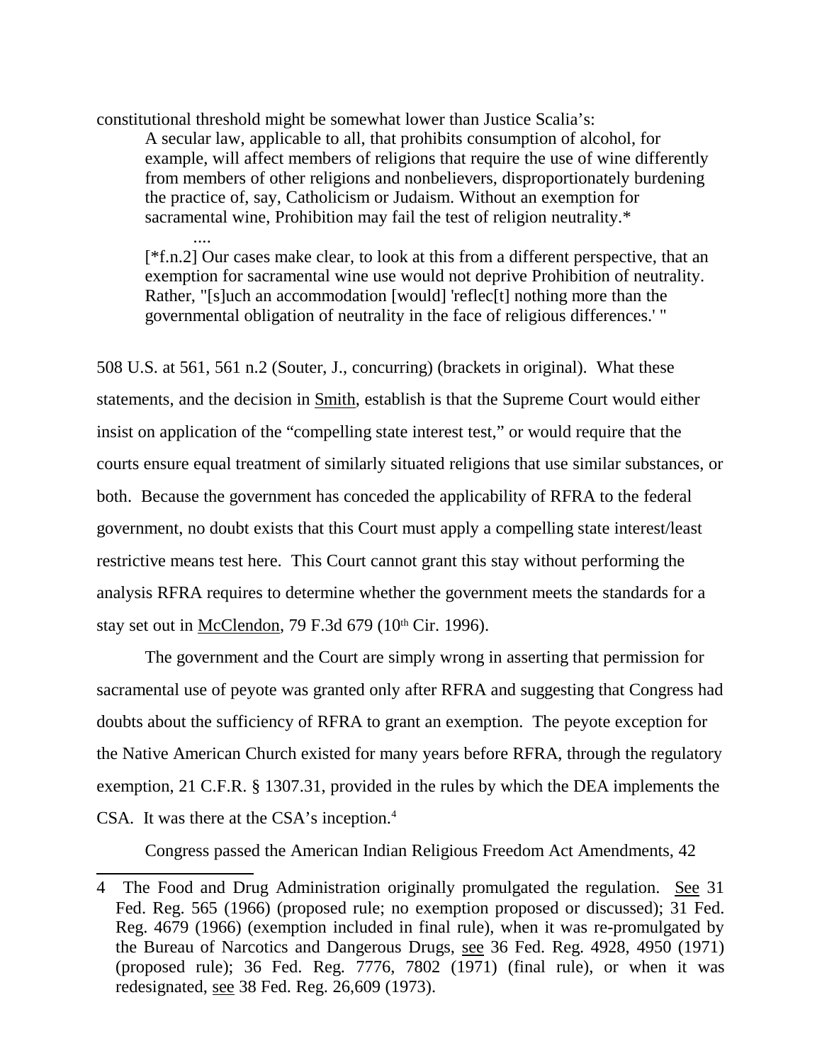constitutional threshold might be somewhat lower than Justice Scalia's:

> A secular law, applicable to all, that prohibits consumption of alcohol, for example, will affect members of religions that require the use of wine differently from members of other religions and nonbelievers, disproportionately burdening the practice of, say, Catholicism or Judaism. Without an exemption for sacramental wine, Prohibition may fail the test of religion neutrality.*
>
> ....
>
> [*f.n.2] Our cases make clear, to look at this from a different perspective, that an exemption for sacramental wine use would not deprive Prohibition of neutrality. Rather, "[s]uch an accommodation [would] 'reflec[t] nothing more than the governmental obligation of neutrality in the face of religious differences.' "

508 U.S. at 561, 561 n.2 (Souter, J., concurring) (brackets in original). What these statements, and the decision in Smith, establish is that the Supreme Court would either insist on application of the "compelling state interest test," or would require that the courts ensure equal treatment of similarly situated religions that use similar substances, or both. Because the government has conceded the applicability of RFRA to the federal government, no doubt exists that this Court must apply a compelling state interest/least restrictive means test here. This Court cannot grant this stay without performing the analysis RFRA requires to determine whether the government meets the standards for a stay set out in McClendon, 79 F.3d 679 (10th Cir. 1996).

The government and the Court are simply wrong in asserting that permission for sacramental use of peyote was granted only after RFRA and suggesting that Congress had doubts about the sufficiency of RFRA to grant an exemption. The peyote exception for the Native American Church existed for many years before RFRA, through the regulatory exemption, 21 C.F.R. § 1307.31, provided in the rules by which the DEA implements the CSA. It was there at the CSA's inception.[4]

Congress passed the American Indian Religious Freedom Act Amendments, 42

---

[4] The Food and Drug Administration originally promulgated the regulation. See 31 Fed. Reg. 565 (1966) (proposed rule; no exemption proposed or discussed); 31 Fed. Reg. 4679 (1966) (exemption included in final rule), when it was re-promulgated by the Bureau of Narcotics and Dangerous Drugs, see 36 Fed. Reg. 4928, 4950 (1971) (proposed rule); 36 Fed. Reg. 7776, 7802 (1971) (final rule), or when it was redesignated, see 38 Fed. Reg. 26,609 (1973).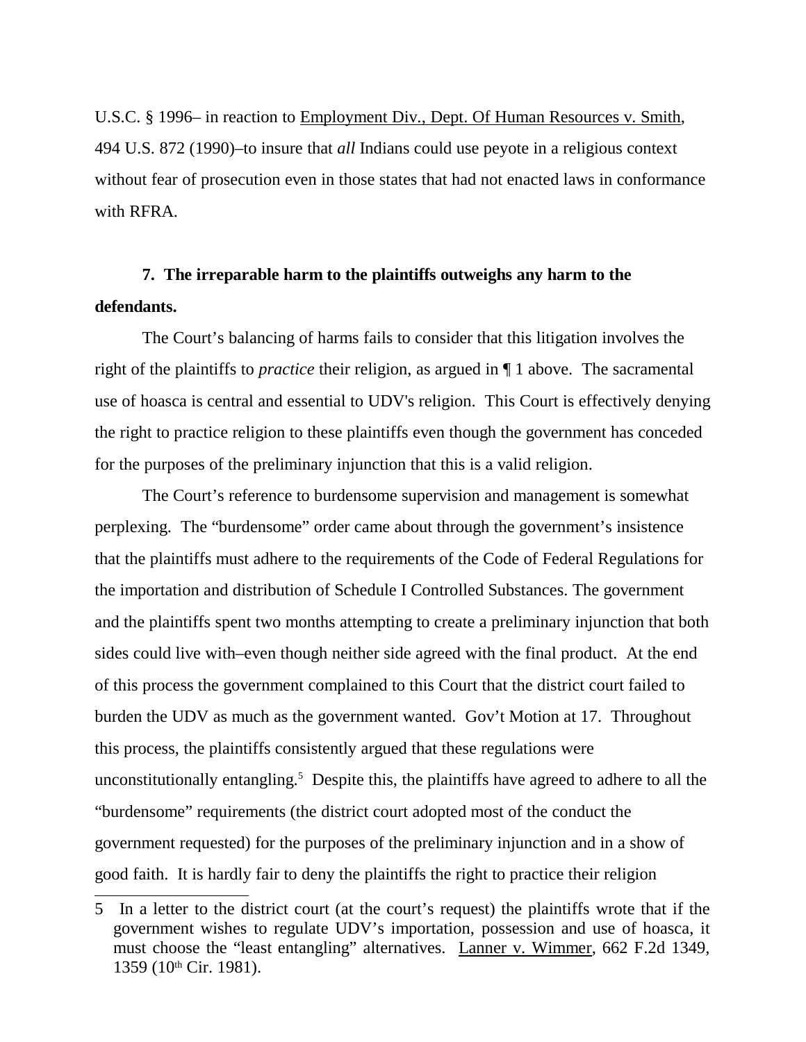U.S.C. § 1996– in reaction to Employment Div., Dept. Of Human Resources v. Smith, 494 U.S. 872 (1990)–to insure that *all* Indians could use peyote in a religious context without fear of prosecution even in those states that had not enacted laws in conformance with RFRA.

**7. The irreparable harm to the plaintiffs outweighs any harm to the defendants.**

The Court's balancing of harms fails to consider that this litigation involves the right of the plaintiffs to *practice* their religion, as argued in ¶ 1 above. The sacramental use of hoasca is central and essential to UDV's religion. This Court is effectively denying the right to practice religion to these plaintiffs even though the government has conceded for the purposes of the preliminary injunction that this is a valid religion.

The Court's reference to burdensome supervision and management is somewhat perplexing. The "burdensome" order came about through the government's insistence that the plaintiffs must adhere to the requirements of the Code of Federal Regulations for the importation and distribution of Schedule I Controlled Substances. The government and the plaintiffs spent two months attempting to create a preliminary injunction that both sides could live with–even though neither side agreed with the final product. At the end of this process the government complained to this Court that the district court failed to burden the UDV as much as the government wanted. Gov't Motion at 17. Throughout this process, the plaintiffs consistently argued that these regulations were unconstitutionally entangling.[5] Despite this, the plaintiffs have agreed to adhere to all the "burdensome" requirements (the district court adopted most of the conduct the government requested) for the purposes of the preliminary injunction and in a show of good faith. It is hardly fair to deny the plaintiffs the right to practice their religion

---

5 In a letter to the district court (at the court's request) the plaintiffs wrote that if the government wishes to regulate UDV's importation, possession and use of hoasca, it must choose the "least entangling" alternatives. Lanner v. Wimmer, 662 F.2d 1349, 1359 (10th Cir. 1981).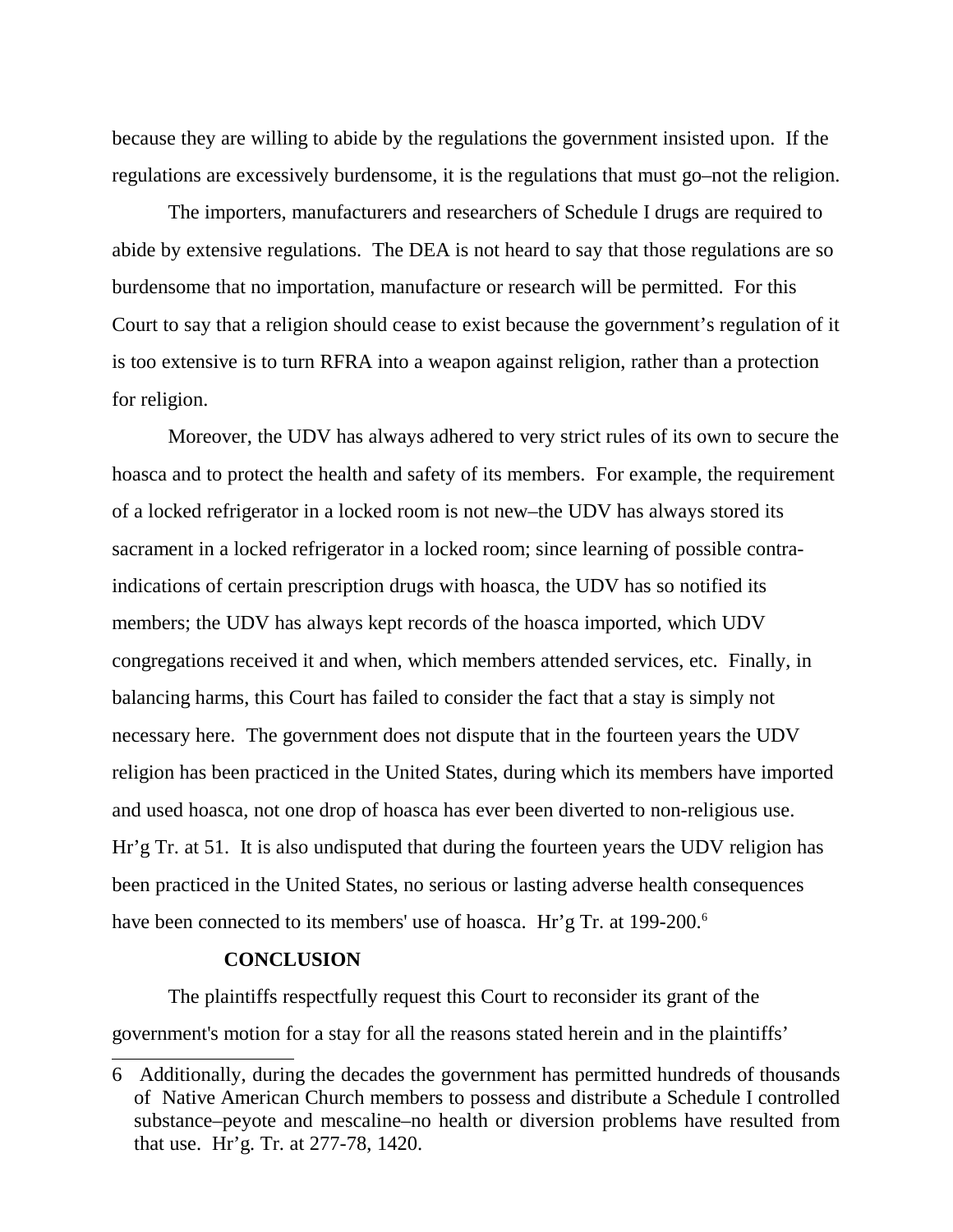because they are willing to abide by the regulations the government insisted upon. If the regulations are excessively burdensome, it is the regulations that must go–not the religion.

The importers, manufacturers and researchers of Schedule I drugs are required to abide by extensive regulations. The DEA is not heard to say that those regulations are so burdensome that no importation, manufacture or research will be permitted. For this Court to say that a religion should cease to exist because the government's regulation of it is too extensive is to turn RFRA into a weapon against religion, rather than a protection for religion.

Moreover, the UDV has always adhered to very strict rules of its own to secure the hoasca and to protect the health and safety of its members. For example, the requirement of a locked refrigerator in a locked room is not new–the UDV has always stored its sacrament in a locked refrigerator in a locked room; since learning of possible contra-indications of certain prescription drugs with hoasca, the UDV has so notified its members; the UDV has always kept records of the hoasca imported, which UDV congregations received it and when, which members attended services, etc. Finally, in balancing harms, this Court has failed to consider the fact that a stay is simply not necessary here. The government does not dispute that in the fourteen years the UDV religion has been practiced in the United States, during which its members have imported and used hoasca, not one drop of hoasca has ever been diverted to non-religious use. Hr'g Tr. at 51. It is also undisputed that during the fourteen years the UDV religion has been practiced in the United States, no serious or lasting adverse health consequences have been connected to its members' use of hoasca. Hr'g Tr. at 199-200.[6]

**CONCLUSION**

The plaintiffs respectfully request this Court to reconsider its grant of the government's motion for a stay for all the reasons stated herein and in the plaintiffs'

6 Additionally, during the decades the government has permitted hundreds of thousands of Native American Church members to possess and distribute a Schedule I controlled substance–peyote and mescaline–no health or diversion problems have resulted from that use. Hr'g. Tr. at 277-78, 1420.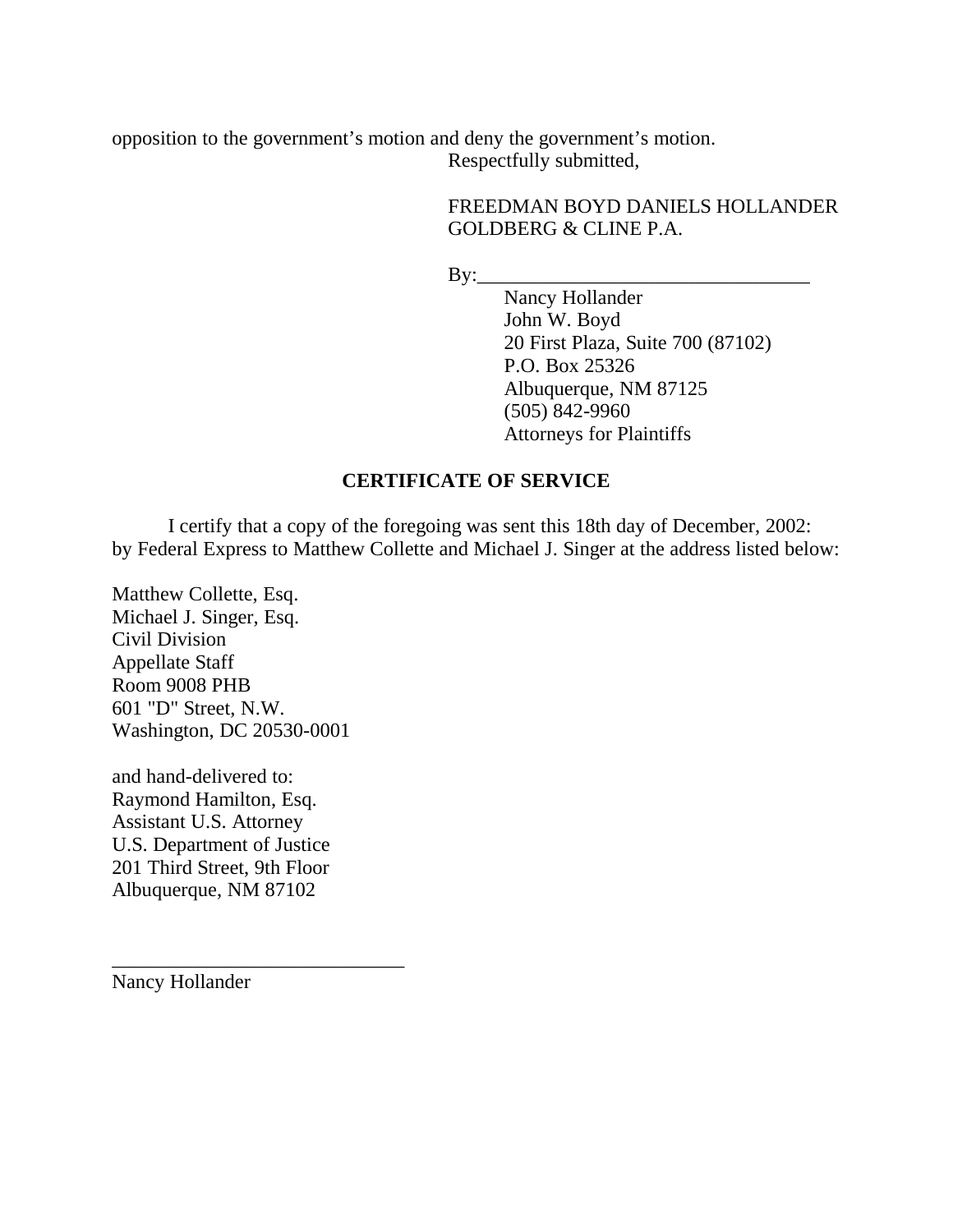opposition to the government's motion and deny the government's motion.

Respectfully submitted,

FREEDMAN BOYD DANIELS HOLLANDER
GOLDBERG & CLINE P.A.

By:_________________________________

Nancy Hollander
John W. Boyd
20 First Plaza, Suite 700 (87102)
P.O. Box 25326
Albuquerque, NM 87125
(505) 842-9960
Attorneys for Plaintiffs

**CERTIFICATE OF SERVICE**

I certify that a copy of the foregoing was sent this 18th day of December, 2002: by Federal Express to Matthew Collette and Michael J. Singer at the address listed below:

Matthew Collette, Esq.
Michael J. Singer, Esq.
Civil Division
Appellate Staff
Room 9008 PHB
601 "D" Street, N.W.
Washington, DC 20530-0001

and hand-delivered to:
Raymond Hamilton, Esq.
Assistant U.S. Attorney
U.S. Department of Justice
201 Third Street, 9th Floor
Albuquerque, NM 87102

_____________________________
Nancy Hollander